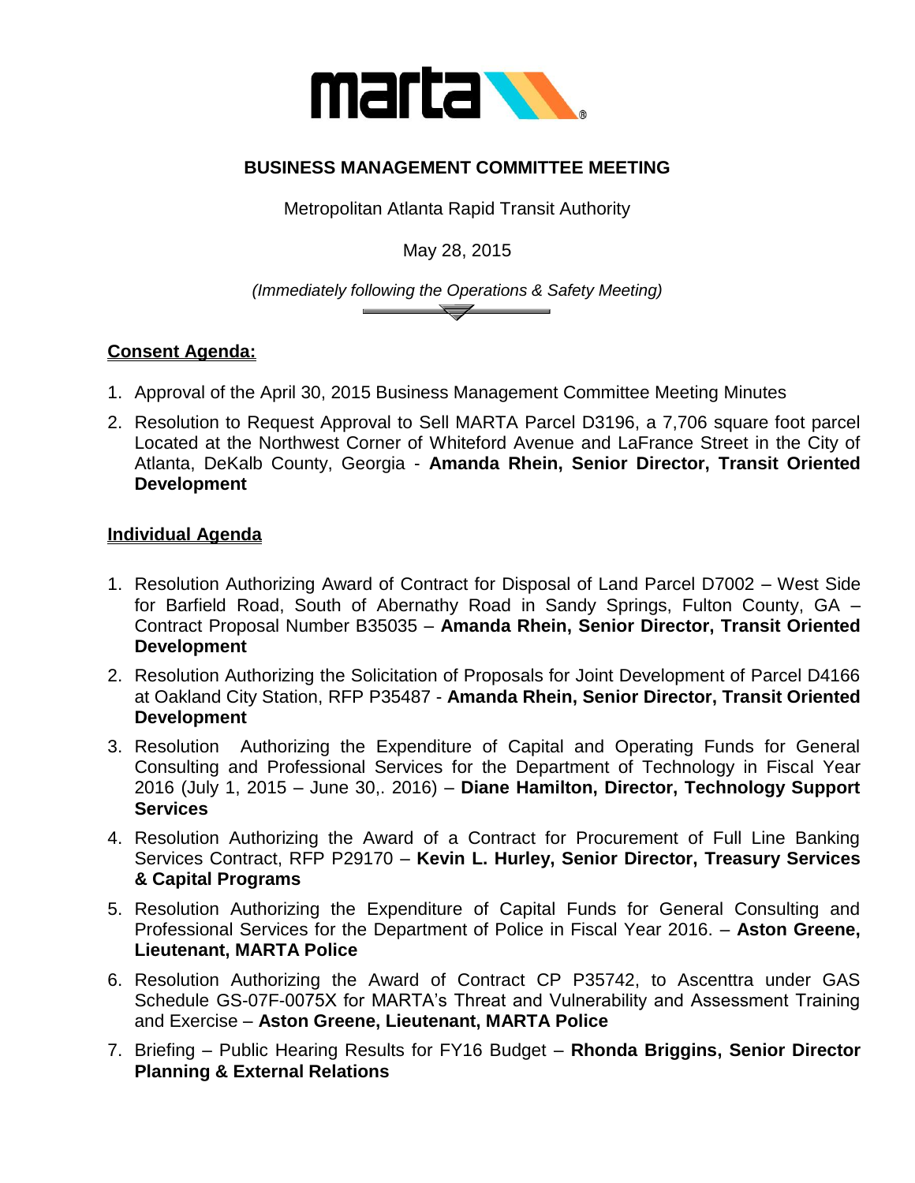# BUSINESS MANAGEMENT COMMITTEE MEETING

Metropolitan Atlanta Rapid Transit Authority

May 28, 2015

*(Immediately following the Operations & Safety Meeting)*

## Consent Agenda:

1. Approval of the April 30, 2015 Business Management Committee Meeting Minutes
2. Resolution to Request Approval to Sell MARTA Parcel D3196, a 7,706 square foot parcel Located at the Northwest Corner of Whiteford Avenue and LaFrance Street in the City of Atlanta, DeKalb County, Georgia - **Amanda Rhein, Senior Director, Transit Oriented Development**

## Individual Agenda

1. Resolution Authorizing Award of Contract for Disposal of Land Parcel D7002 – West Side for Barfield Road, South of Abernathy Road in Sandy Springs, Fulton County, GA – Contract Proposal Number B35035 – **Amanda Rhein, Senior Director, Transit Oriented Development**
2. Resolution Authorizing the Solicitation of Proposals for Joint Development of Parcel D4166 at Oakland City Station, RFP P35487 - **Amanda Rhein, Senior Director, Transit Oriented Development**
3. Resolution Authorizing the Expenditure of Capital and Operating Funds for General Consulting and Professional Services for the Department of Technology in Fiscal Year 2016 (July 1, 2015 – June 30,. 2016) – **Diane Hamilton, Director, Technology Support Services**
4. Resolution Authorizing the Award of a Contract for Procurement of Full Line Banking Services Contract, RFP P29170 – **Kevin L. Hurley, Senior Director, Treasury Services & Capital Programs**
5. Resolution Authorizing the Expenditure of Capital Funds for General Consulting and Professional Services for the Department of Police in Fiscal Year 2016. – **Aston Greene, Lieutenant, MARTA Police**
6. Resolution Authorizing the Award of Contract CP P35742, to Ascenttra under GAS Schedule GS-07F-0075X for MARTA's Threat and Vulnerability and Assessment Training and Exercise – **Aston Greene, Lieutenant, MARTA Police**
7. Briefing – Public Hearing Results for FY16 Budget – **Rhonda Briggins, Senior Director Planning & External Relations**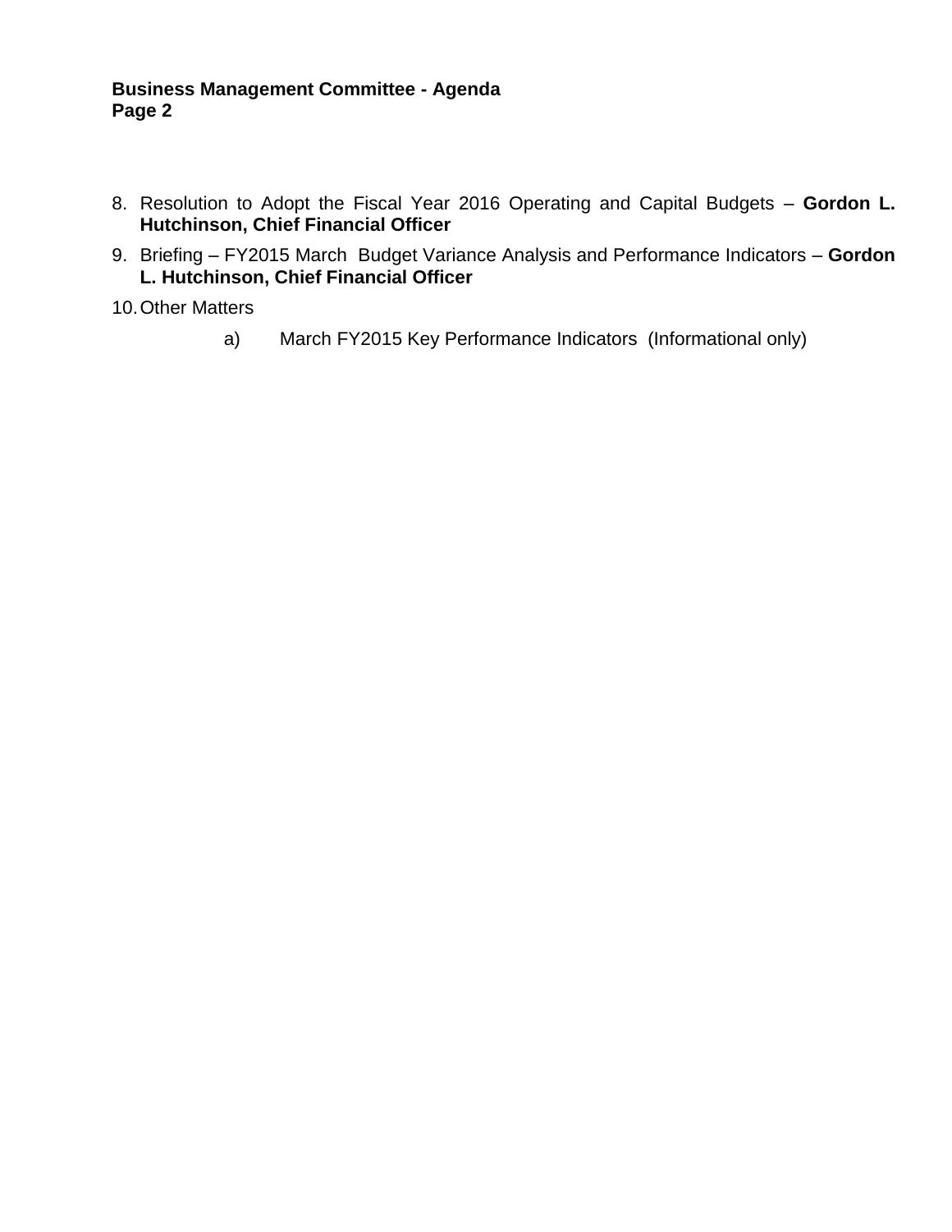8. Resolution to Adopt the Fiscal Year 2016 Operating and Capital Budgets – **Gordon L. Hutchinson, Chief Financial Officer**
9. Briefing – FY2015 March Budget Variance Analysis and Performance Indicators – **Gordon L. Hutchinson, Chief Financial Officer**
10. Other Matters
    a) March FY2015 Key Performance Indicators (Informational only)